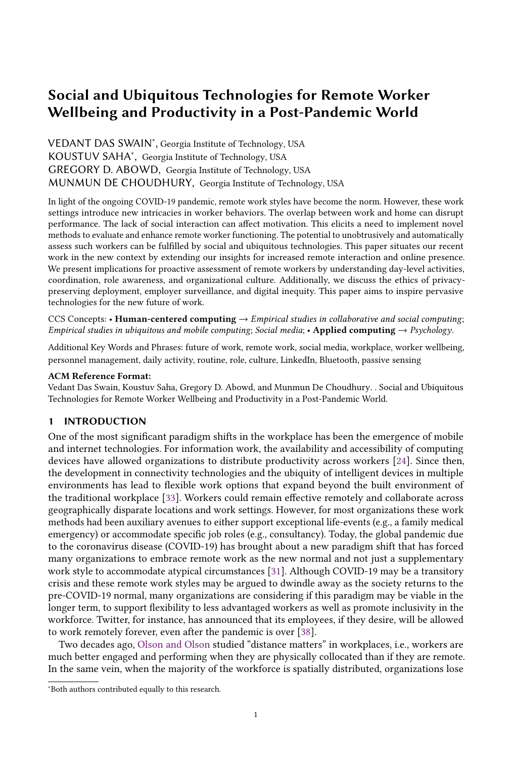# Social and Ubiquitous Technologies for Remote Worker Wellbeing and Productivity in a Post-Pandemic World

VEDANT DAS SWAIN*, Georgia Institute of Technology, USA
KOUSTUV SAHA*, Georgia Institute of Technology, USA
GREGORY D. ABOWD, Georgia Institute of Technology, USA
MUNMUN DE CHOUDHURY, Georgia Institute of Technology, USA

In light of the ongoing COVID-19 pandemic, remote work styles have become the norm. However, these work settings introduce new intricacies in worker behaviors. The overlap between work and home can disrupt performance. The lack of social interaction can affect motivation. This elicits a need to implement novel methods to evaluate and enhance remote worker functioning. The potential to unobtrusively and automatically assess such workers can be fulfilled by social and ubiquitous technologies. This paper situates our recent work in the new context by extending our insights for increased remote interaction and online presence. We present implications for proactive assessment of remote workers by understanding day-level activities, coordination, role awareness, and organizational culture. Additionally, we discuss the ethics of privacy-preserving deployment, employer surveillance, and digital inequity. This paper aims to inspire pervasive technologies for the new future of work.

CCS Concepts: • **Human-centered computing** → *Empirical studies in collaborative and social computing*; *Empirical studies in ubiquitous and mobile computing*; *Social media*; • **Applied computing** → *Psychology*.

Additional Key Words and Phrases: future of work, remote work, social media, workplace, worker wellbeing, personnel management, daily activity, routine, role, culture, LinkedIn, Bluetooth, passive sensing

**ACM Reference Format:**
Vedant Das Swain, Koustuv Saha, Gregory D. Abowd, and Munmun De Choudhury. . Social and Ubiquitous Technologies for Remote Worker Wellbeing and Productivity in a Post-Pandemic World.

## 1 INTRODUCTION

One of the most significant paradigm shifts in the workplace has been the emergence of mobile and internet technologies. For information work, the availability and accessibility of computing devices have allowed organizations to distribute productivity across workers [24]. Since then, the development in connectivity technologies and the ubiquity of intelligent devices in multiple environments has lead to flexible work options that expand beyond the built environment of the traditional workplace [33]. Workers could remain effective remotely and collaborate across geographically disparate locations and work settings. However, for most organizations these work methods had been auxiliary avenues to either support exceptional life-events (e.g., a family medical emergency) or accommodate specific job roles (e.g., consultancy). Today, the global pandemic due to the coronavirus disease (COVID-19) has brought about a new paradigm shift that has forced many organizations to embrace remote work as the new normal and not just a supplementary work style to accommodate atypical circumstances [31]. Although COVID-19 may be a transitory crisis and these remote work styles may be argued to dwindle away as the society returns to the pre-COVID-19 normal, many organizations are considering if this paradigm may be viable in the longer term, to support flexibility to less advantaged workers as well as promote inclusivity in the workforce. Twitter, for instance, has announced that its employees, if they desire, will be allowed to work remotely forever, even after the pandemic is over [38].

Two decades ago, Olson and Olson studied "distance matters" in workplaces, i.e., workers are much better engaged and performing when they are physically collocated than if they are remote. In the same vein, when the majority of the workforce is spatially distributed, organizations lose

*Both authors contributed equally to this research.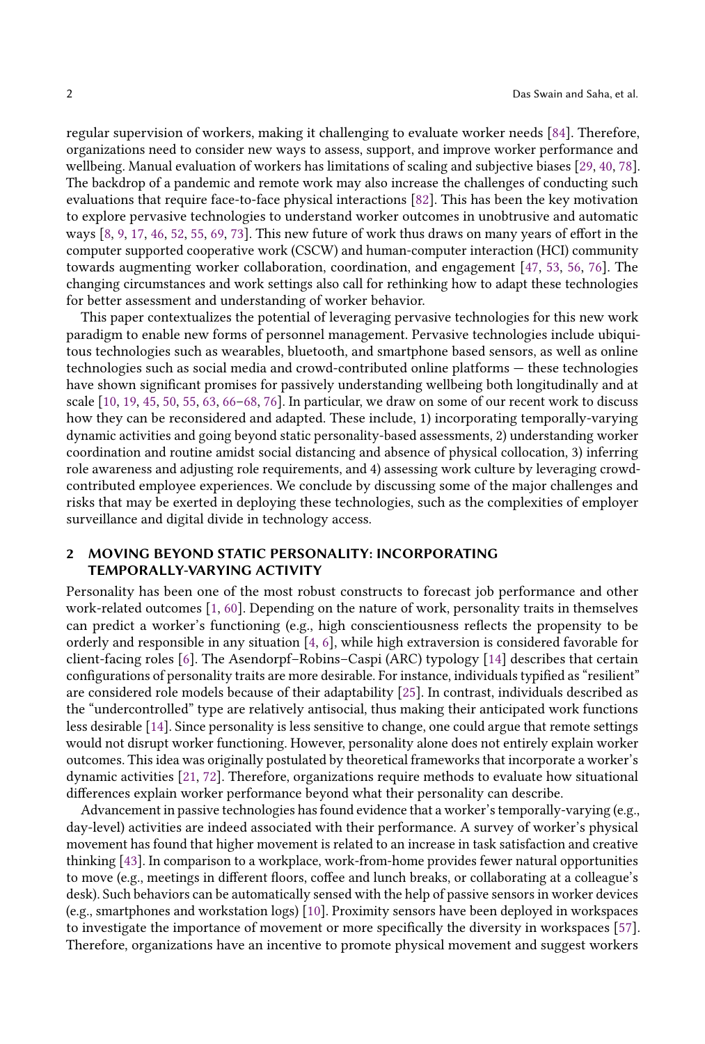regular supervision of workers, making it challenging to evaluate worker needs [84]. Therefore, organizations need to consider new ways to assess, support, and improve worker performance and wellbeing. Manual evaluation of workers has limitations of scaling and subjective biases [29, 40, 78]. The backdrop of a pandemic and remote work may also increase the challenges of conducting such evaluations that require face-to-face physical interactions [82]. This has been the key motivation to explore pervasive technologies to understand worker outcomes in unobtrusive and automatic ways [8, 9, 17, 46, 52, 55, 69, 73]. This new future of work thus draws on many years of effort in the computer supported cooperative work (CSCW) and human-computer interaction (HCI) community towards augmenting worker collaboration, coordination, and engagement [47, 53, 56, 76]. The changing circumstances and work settings also call for rethinking how to adapt these technologies for better assessment and understanding of worker behavior.

This paper contextualizes the potential of leveraging pervasive technologies for this new work paradigm to enable new forms of personnel management. Pervasive technologies include ubiquitous technologies such as wearables, bluetooth, and smartphone based sensors, as well as online technologies such as social media and crowd-contributed online platforms — these technologies have shown significant promises for passively understanding wellbeing both longitudinally and at scale [10, 19, 45, 50, 55, 63, 66–68, 76]. In particular, we draw on some of our recent work to discuss how they can be reconsidered and adapted. These include, 1) incorporating temporally-varying dynamic activities and going beyond static personality-based assessments, 2) understanding worker coordination and routine amidst social distancing and absence of physical collocation, 3) inferring role awareness and adjusting role requirements, and 4) assessing work culture by leveraging crowd-contributed employee experiences. We conclude by discussing some of the major challenges and risks that may be exerted in deploying these technologies, such as the complexities of employer surveillance and digital divide in technology access.

## 2 MOVING BEYOND STATIC PERSONALITY: INCORPORATING TEMPORALLY-VARYING ACTIVITY

Personality has been one of the most robust constructs to forecast job performance and other work-related outcomes [1, 60]. Depending on the nature of work, personality traits in themselves can predict a worker's functioning (e.g., high conscientiousness reflects the propensity to be orderly and responsible in any situation [4, 6], while high extraversion is considered favorable for client-facing roles [6]. The Asendorpf–Robins–Caspi (ARC) typology [14] describes that certain configurations of personality traits are more desirable. For instance, individuals typified as "resilient" are considered role models because of their adaptability [25]. In contrast, individuals described as the "undercontrolled" type are relatively antisocial, thus making their anticipated work functions less desirable [14]. Since personality is less sensitive to change, one could argue that remote settings would not disrupt worker functioning. However, personality alone does not entirely explain worker outcomes. This idea was originally postulated by theoretical frameworks that incorporate a worker's dynamic activities [21, 72]. Therefore, organizations require methods to evaluate how situational differences explain worker performance beyond what their personality can describe.

Advancement in passive technologies has found evidence that a worker's temporally-varying (e.g., day-level) activities are indeed associated with their performance. A survey of worker's physical movement has found that higher movement is related to an increase in task satisfaction and creative thinking [43]. In comparison to a workplace, work-from-home provides fewer natural opportunities to move (e.g., meetings in different floors, coffee and lunch breaks, or collaborating at a colleague's desk). Such behaviors can be automatically sensed with the help of passive sensors in worker devices (e.g., smartphones and workstation logs) [10]. Proximity sensors have been deployed in workspaces to investigate the importance of movement or more specifically the diversity in workspaces [57]. Therefore, organizations have an incentive to promote physical movement and suggest workers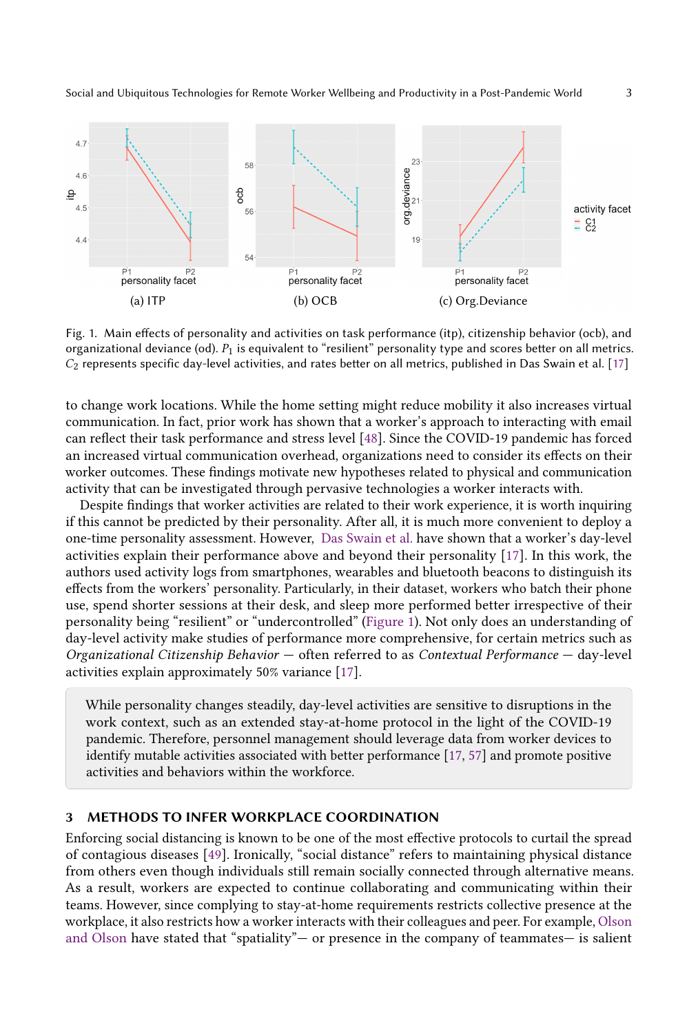Fig. 1. Main effects of personality and activities on task performance (itp), citizenship behavior (ocb), and organizational deviance (od). $P_1$ is equivalent to "resilient" personality type and scores better on all metrics. $C_2$ represents specific day-level activities, and rates better on all metrics, published in Das Swain et al. [17]

to change work locations. While the home setting might reduce mobility it also increases virtual communication. In fact, prior work has shown that a worker's approach to interacting with email can reflect their task performance and stress level [48]. Since the COVID-19 pandemic has forced an increased virtual communication overhead, organizations need to consider its effects on their worker outcomes. These findings motivate new hypotheses related to physical and communication activity that can be investigated through pervasive technologies a worker interacts with.

Despite findings that worker activities are related to their work experience, it is worth inquiring if this cannot be predicted by their personality. After all, it is much more convenient to deploy a one-time personality assessment. However, Das Swain et al. have shown that a worker's day-level activities explain their performance above and beyond their personality [17]. In this work, the authors used activity logs from smartphones, wearables and bluetooth beacons to distinguish its effects from the workers' personality. Particularly, in their dataset, workers who batch their phone use, spend shorter sessions at their desk, and sleep more performed better irrespective of their personality being "resilient" or "undercontrolled" (Figure 1). Not only does an understanding of day-level activity make studies of performance more comprehensive, for certain metrics such as *Organizational Citizenship Behavior* — often referred to as *Contextual Performance* — day-level activities explain approximately 50% variance [17].

> While personality changes steadily, day-level activities are sensitive to disruptions in the work context, such as an extended stay-at-home protocol in the light of the COVID-19 pandemic. Therefore, personnel management should leverage data from worker devices to identify mutable activities associated with better performance [17, 57] and promote positive activities and behaviors within the workforce.

## 3 METHODS TO INFER WORKPLACE COORDINATION

Enforcing social distancing is known to be one of the most effective protocols to curtail the spread of contagious diseases [49]. Ironically, "social distance" refers to maintaining physical distance from others even though individuals still remain socially connected through alternative means. As a result, workers are expected to continue collaborating and communicating within their teams. However, since complying to stay-at-home requirements restricts collective presence at the workplace, it also restricts how a worker interacts with their colleagues and peer. For example, Olson and Olson have stated that "spatiality"— or presence in the company of teammates— is salient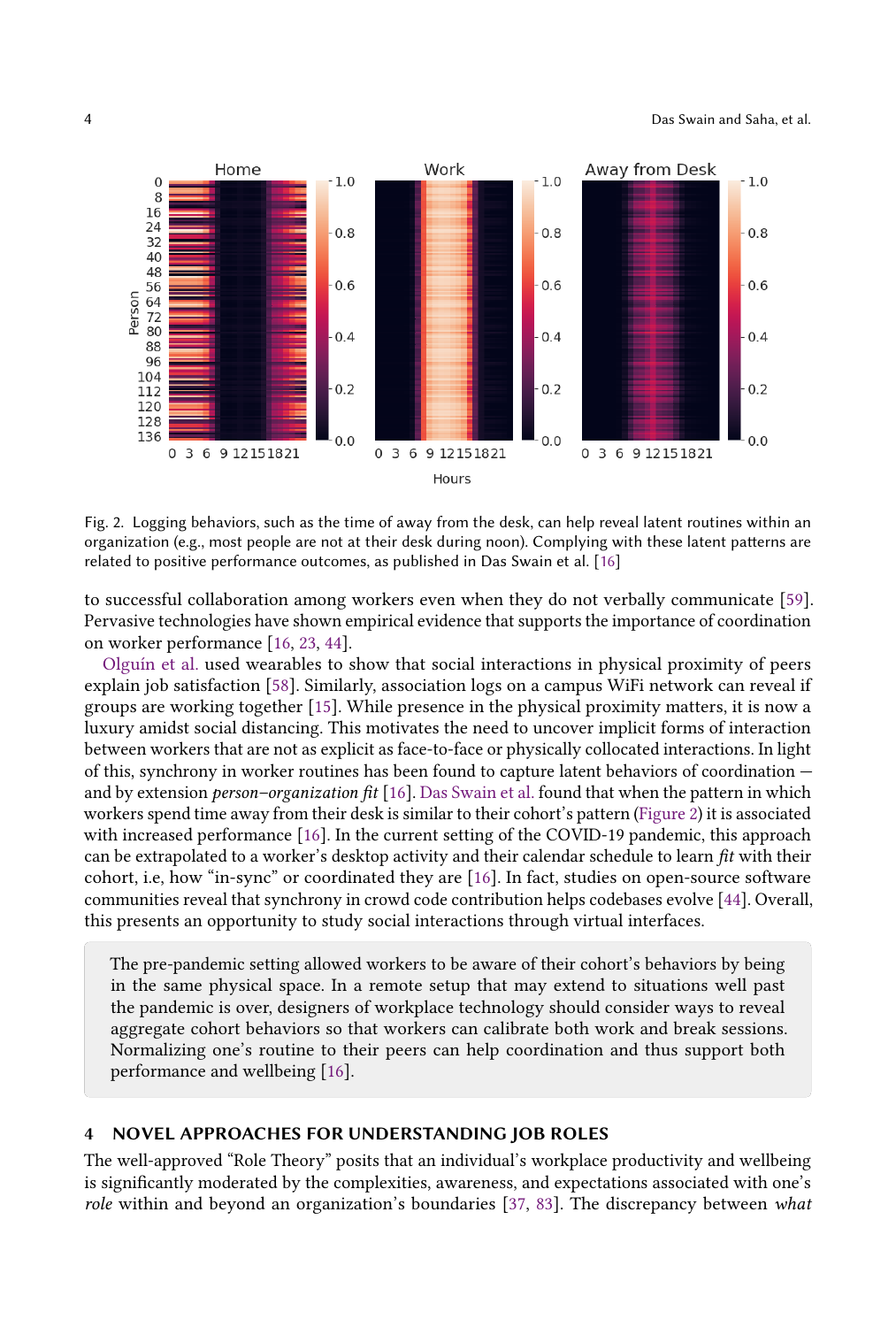Fig. 2. Logging behaviors, such as the time of away from the desk, can help reveal latent routines within an organization (e.g., most people are not at their desk during noon). Complying with these latent patterns are related to positive performance outcomes, as published in Das Swain et al. [16]

to successful collaboration among workers even when they do not verbally communicate [59]. Pervasive technologies have shown empirical evidence that supports the importance of coordination on worker performance [16, 23, 44].

Olguín et al. used wearables to show that social interactions in physical proximity of peers explain job satisfaction [58]. Similarly, association logs on a campus WiFi network can reveal if groups are working together [15]. While presence in the physical proximity matters, it is now a luxury amidst social distancing. This motivates the need to uncover implicit forms of interaction between workers that are not as explicit as face-to-face or physically collocated interactions. In light of this, synchrony in worker routines has been found to capture latent behaviors of coordination — and by extension *person–organization fit* [16]. Das Swain et al. found that when the pattern in which workers spend time away from their desk is similar to their cohort's pattern (Figure 2) it is associated with increased performance [16]. In the current setting of the COVID-19 pandemic, this approach can be extrapolated to a worker's desktop activity and their calendar schedule to learn *fit* with their cohort, i.e, how "in-sync" or coordinated they are [16]. In fact, studies on open-source software communities reveal that synchrony in crowd code contribution helps codebases evolve [44]. Overall, this presents an opportunity to study social interactions through virtual interfaces.

> The pre-pandemic setting allowed workers to be aware of their cohort's behaviors by being in the same physical space. In a remote setup that may extend to situations well past the pandemic is over, designers of workplace technology should consider ways to reveal aggregate cohort behaviors so that workers can calibrate both work and break sessions. Normalizing one's routine to their peers can help coordination and thus support both performance and wellbeing [16].

## 4 NOVEL APPROACHES FOR UNDERSTANDING JOB ROLES

The well-approved "Role Theory" posits that an individual's workplace productivity and wellbeing is significantly moderated by the complexities, awareness, and expectations associated with one's *role* within and beyond an organization's boundaries [37, 83]. The discrepancy between *what*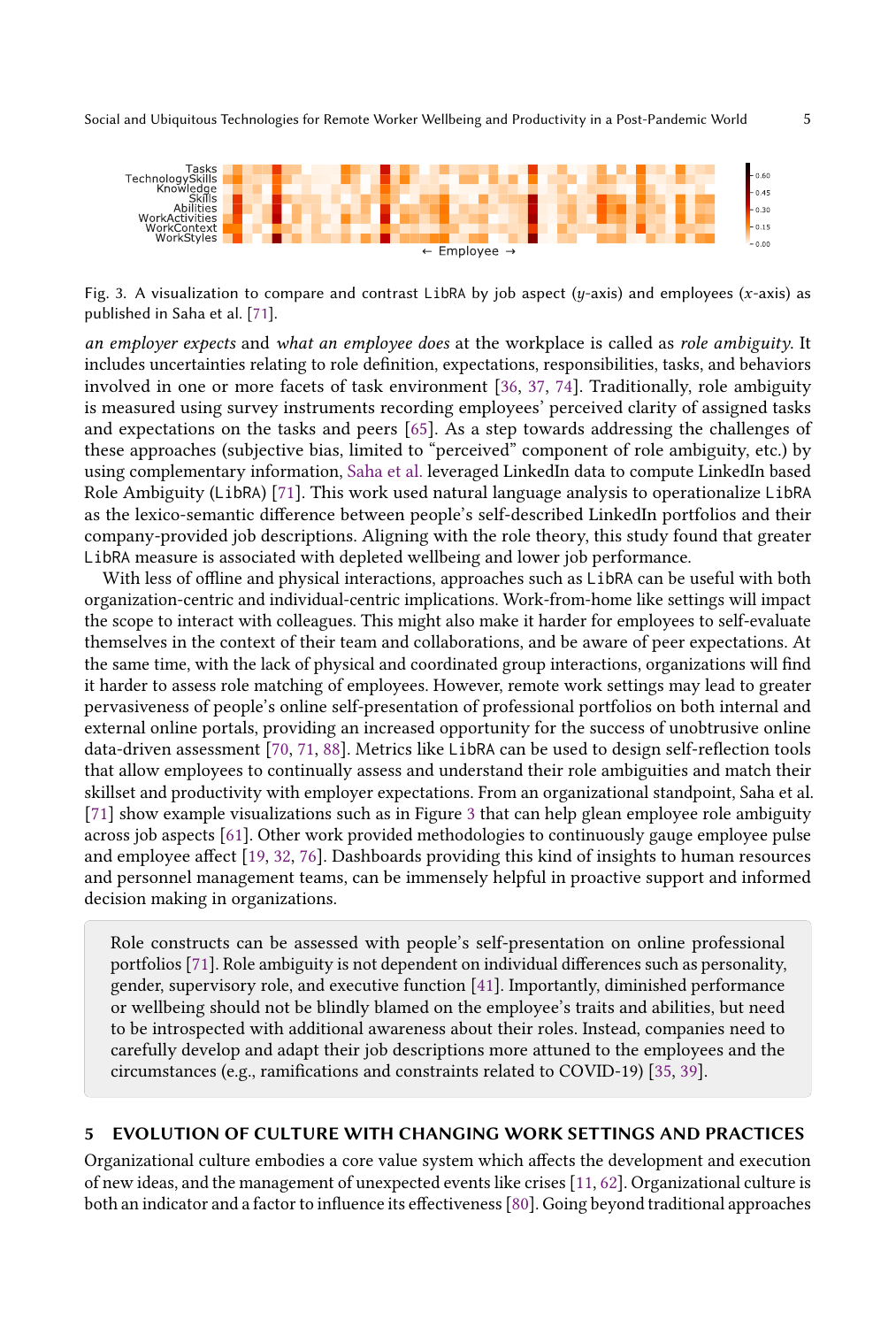Fig. 3. A visualization to compare and contrast LibRA by job aspect ($y$-axis) and employees ($x$-axis) as published in Saha et al. [71].

*an employer expects* and *what an employee does* at the workplace is called as *role ambiguity*. It includes uncertainties relating to role definition, expectations, responsibilities, tasks, and behaviors involved in one or more facets of task environment [36, 37, 74]. Traditionally, role ambiguity is measured using survey instruments recording employees' perceived clarity of assigned tasks and expectations on the tasks and peers [65]. As a step towards addressing the challenges of these approaches (subjective bias, limited to "perceived" component of role ambiguity, etc.) by using complementary information, Saha et al. leveraged LinkedIn data to compute LinkedIn based Role Ambiguity (LibRA) [71]. This work used natural language analysis to operationalize LibRA as the lexico-semantic difference between people's self-described LinkedIn portfolios and their company-provided job descriptions. Aligning with the role theory, this study found that greater LibRA measure is associated with depleted wellbeing and lower job performance.

With less of offline and physical interactions, approaches such as LibRA can be useful with both organization-centric and individual-centric implications. Work-from-home like settings will impact the scope to interact with colleagues. This might also make it harder for employees to self-evaluate themselves in the context of their team and collaborations, and be aware of peer expectations. At the same time, with the lack of physical and coordinated group interactions, organizations will find it harder to assess role matching of employees. However, remote work settings may lead to greater pervasiveness of people's online self-presentation of professional portfolios on both internal and external online portals, providing an increased opportunity for the success of unobtrusive online data-driven assessment [70, 71, 88]. Metrics like LibRA can be used to design self-reflection tools that allow employees to continually assess and understand their role ambiguities and match their skillset and productivity with employer expectations. From an organizational standpoint, Saha et al. [71] show example visualizations such as in Figure 3 that can help glean employee role ambiguity across job aspects [61]. Other work provided methodologies to continuously gauge employee pulse and employee affect [19, 32, 76]. Dashboards providing this kind of insights to human resources and personnel management teams, can be immensely helpful in proactive support and informed decision making in organizations.

> Role constructs can be assessed with people's self-presentation on online professional portfolios [71]. Role ambiguity is not dependent on individual differences such as personality, gender, supervisory role, and executive function [41]. Importantly, diminished performance or wellbeing should not be blindly blamed on the employee's traits and abilities, but need to be introspected with additional awareness about their roles. Instead, companies need to carefully develop and adapt their job descriptions more attuned to the employees and the circumstances (e.g., ramifications and constraints related to COVID-19) [35, 39].

## 5 EVOLUTION OF CULTURE WITH CHANGING WORK SETTINGS AND PRACTICES

Organizational culture embodies a core value system which affects the development and execution of new ideas, and the management of unexpected events like crises [11, 62]. Organizational culture is both an indicator and a factor to influence its effectiveness [80]. Going beyond traditional approaches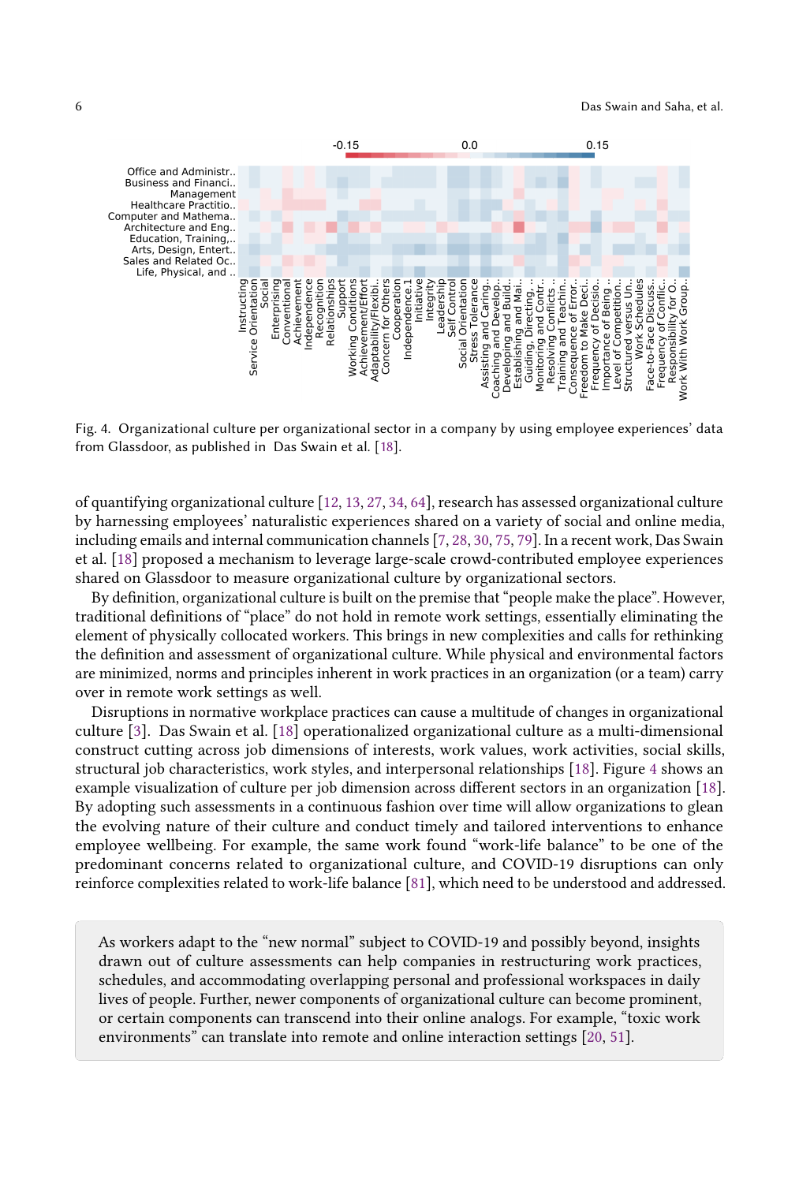Fig. 4. Organizational culture per organizational sector in a company by using employee experiences' data from Glassdoor, as published in Das Swain et al. [18].

of quantifying organizational culture [12, 13, 27, 34, 64], research has assessed organizational culture by harnessing employees' naturalistic experiences shared on a variety of social and online media, including emails and internal communication channels [7, 28, 30, 75, 79]. In a recent work, Das Swain et al. [18] proposed a mechanism to leverage large-scale crowd-contributed employee experiences shared on Glassdoor to measure organizational culture by organizational sectors.

By definition, organizational culture is built on the premise that "people make the place". However, traditional definitions of "place" do not hold in remote work settings, essentially eliminating the element of physically collocated workers. This brings in new complexities and calls for rethinking the definition and assessment of organizational culture. While physical and environmental factors are minimized, norms and principles inherent in work practices in an organization (or a team) carry over in remote work settings as well.

Disruptions in normative workplace practices can cause a multitude of changes in organizational culture [3]. Das Swain et al. [18] operationalized organizational culture as a multi-dimensional construct cutting across job dimensions of interests, work values, work activities, social skills, structural job characteristics, work styles, and interpersonal relationships [18]. Figure 4 shows an example visualization of culture per job dimension across different sectors in an organization [18]. By adopting such assessments in a continuous fashion over time will allow organizations to glean the evolving nature of their culture and conduct timely and tailored interventions to enhance employee wellbeing. For example, the same work found "work-life balance" to be one of the predominant concerns related to organizational culture, and COVID-19 disruptions can only reinforce complexities related to work-life balance [81], which need to be understood and addressed.

> As workers adapt to the "new normal" subject to COVID-19 and possibly beyond, insights drawn out of culture assessments can help companies in restructuring work practices, schedules, and accommodating overlapping personal and professional workspaces in daily lives of people. Further, newer components of organizational culture can become prominent, or certain components can transcend into their online analogs. For example, "toxic work environments" can translate into remote and online interaction settings [20, 51].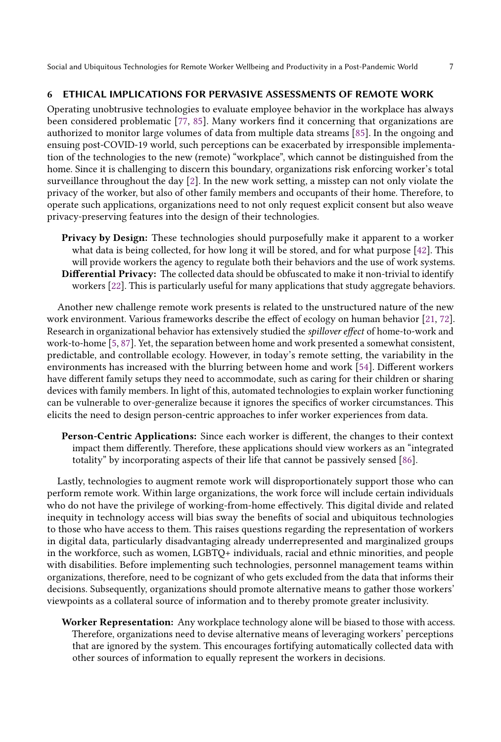## 6 ETHICAL IMPLICATIONS FOR PERVASIVE ASSESSMENTS OF REMOTE WORK

Operating unobtrusive technologies to evaluate employee behavior in the workplace has always been considered problematic [77, 85]. Many workers find it concerning that organizations are authorized to monitor large volumes of data from multiple data streams [85]. In the ongoing and ensuing post-COVID-19 world, such perceptions can be exacerbated by irresponsible implementation of the technologies to the new (remote) "workplace", which cannot be distinguished from the home. Since it is challenging to discern this boundary, organizations risk enforcing worker's total surveillance throughout the day [2]. In the new work setting, a misstep can not only violate the privacy of the worker, but also of other family members and occupants of their home. Therefore, to operate such applications, organizations need to not only request explicit consent but also weave privacy-preserving features into the design of their technologies.

**Privacy by Design:** These technologies should purposefully make it apparent to a worker what data is being collected, for how long it will be stored, and for what purpose [42]. This will provide workers the agency to regulate both their behaviors and the use of work systems.

**Differential Privacy:** The collected data should be obfuscated to make it non-trivial to identify workers [22]. This is particularly useful for many applications that study aggregate behaviors.

Another new challenge remote work presents is related to the unstructured nature of the new work environment. Various frameworks describe the effect of ecology on human behavior [21, 72]. Research in organizational behavior has extensively studied the *spillover effect* of home-to-work and work-to-home [5, 87]. Yet, the separation between home and work presented a somewhat consistent, predictable, and controllable ecology. However, in today's remote setting, the variability in the environments has increased with the blurring between home and work [54]. Different workers have different family setups they need to accommodate, such as caring for their children or sharing devices with family members. In light of this, automated technologies to explain worker functioning can be vulnerable to over-generalize because it ignores the specifics of worker circumstances. This elicits the need to design person-centric approaches to infer worker experiences from data.

**Person-Centric Applications:** Since each worker is different, the changes to their context impact them differently. Therefore, these applications should view workers as an "integrated totality" by incorporating aspects of their life that cannot be passively sensed [86].

Lastly, technologies to augment remote work will disproportionately support those who can perform remote work. Within large organizations, the work force will include certain individuals who do not have the privilege of working-from-home effectively. This digital divide and related inequity in technology access will bias sway the benefits of social and ubiquitous technologies to those who have access to them. This raises questions regarding the representation of workers in digital data, particularly disadvantaging already underrepresented and marginalized groups in the workforce, such as women, LGBTQ+ individuals, racial and ethnic minorities, and people with disabilities. Before implementing such technologies, personnel management teams within organizations, therefore, need to be cognizant of who gets excluded from the data that informs their decisions. Subsequently, organizations should promote alternative means to gather those workers' viewpoints as a collateral source of information and to thereby promote greater inclusivity.

**Worker Representation:** Any workplace technology alone will be biased to those with access. Therefore, organizations need to devise alternative means of leveraging workers' perceptions that are ignored by the system. This encourages fortifying automatically collected data with other sources of information to equally represent the workers in decisions.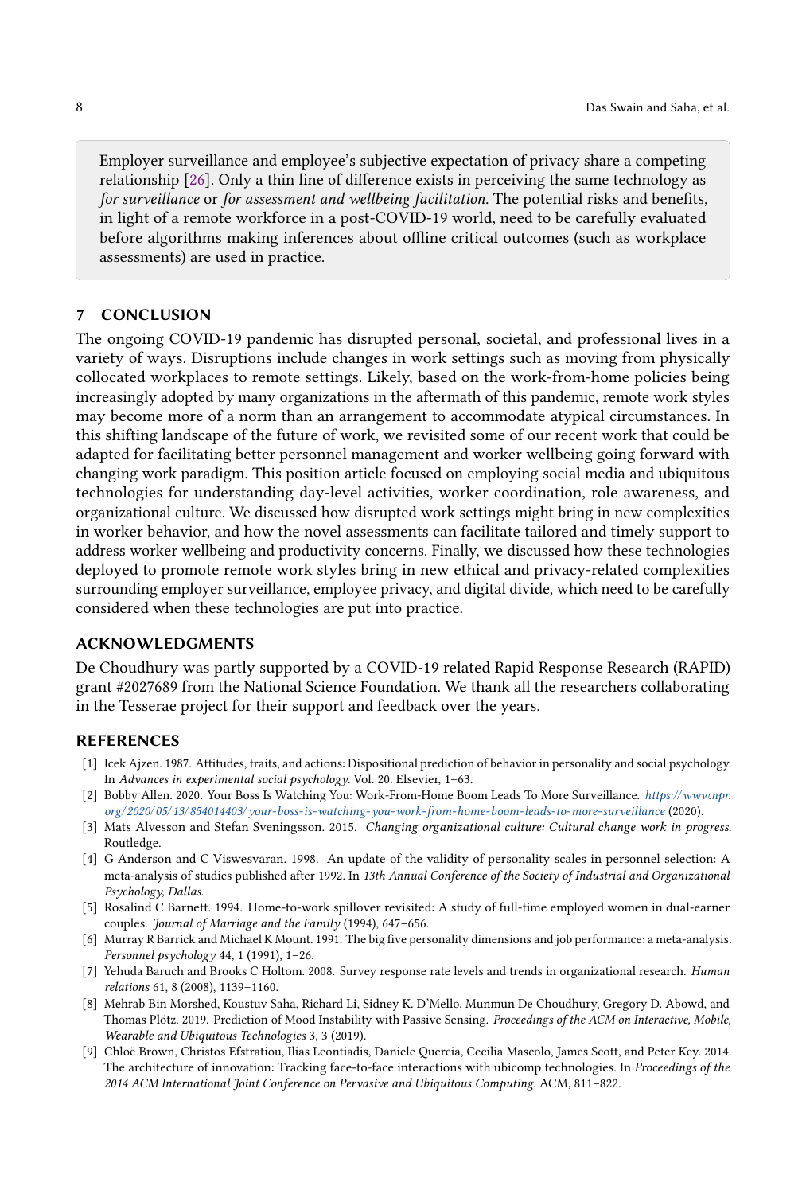Employer surveillance and employee's subjective expectation of privacy share a competing relationship [26]. Only a thin line of difference exists in perceiving the same technology as *for surveillance* or *for assessment and wellbeing facilitation*. The potential risks and benefits, in light of a remote workforce in a post-COVID-19 world, need to be carefully evaluated before algorithms making inferences about offline critical outcomes (such as workplace assessments) are used in practice.

## 7 CONCLUSION

The ongoing COVID-19 pandemic has disrupted personal, societal, and professional lives in a variety of ways. Disruptions include changes in work settings such as moving from physically collocated workplaces to remote settings. Likely, based on the work-from-home policies being increasingly adopted by many organizations in the aftermath of this pandemic, remote work styles may become more of a norm than an arrangement to accommodate atypical circumstances. In this shifting landscape of the future of work, we revisited some of our recent work that could be adapted for facilitating better personnel management and worker wellbeing going forward with changing work paradigm. This position article focused on employing social media and ubiquitous technologies for understanding day-level activities, worker coordination, role awareness, and organizational culture. We discussed how disrupted work settings might bring in new complexities in worker behavior, and how the novel assessments can facilitate tailored and timely support to address worker wellbeing and productivity concerns. Finally, we discussed how these technologies deployed to promote remote work styles bring in new ethical and privacy-related complexities surrounding employer surveillance, employee privacy, and digital divide, which need to be carefully considered when these technologies are put into practice.

## ACKNOWLEDGMENTS

De Choudhury was partly supported by a COVID-19 related Rapid Response Research (RAPID) grant #2027689 from the National Science Foundation. We thank all the researchers collaborating in the Tesserae project for their support and feedback over the years.

## REFERENCES

[1] Icek Ajzen. 1987. Attitudes, traits, and actions: Dispositional prediction of behavior in personality and social psychology. In *Advances in experimental social psychology*. Vol. 20. Elsevier, 1–63.

[2] Bobby Allen. 2020. Your Boss Is Watching You: Work-From-Home Boom Leads To More Surveillance. *https://www.npr.org/2020/05/13/854014403/your-boss-is-watching-you-work-from-home-boom-leads-to-more-surveillance* (2020).

[3] Mats Alvesson and Stefan Sveningsson. 2015. *Changing organizational culture: Cultural change work in progress.* Routledge.

[4] G Anderson and C Viswesvaran. 1998. An update of the validity of personality scales in personnel selection: A meta-analysis of studies published after 1992. In *13th Annual Conference of the Society of Industrial and Organizational Psychology, Dallas.*

[5] Rosalind C Barnett. 1994. Home-to-work spillover revisited: A study of full-time employed women in dual-earner couples. *Journal of Marriage and the Family* (1994), 647–656.

[6] Murray R Barrick and Michael K Mount. 1991. The big five personality dimensions and job performance: a meta-analysis. *Personnel psychology* 44, 1 (1991), 1–26.

[7] Yehuda Baruch and Brooks C Holtom. 2008. Survey response rate levels and trends in organizational research. *Human relations* 61, 8 (2008), 1139–1160.

[8] Mehrab Bin Morshed, Koustuv Saha, Richard Li, Sidney K. D'Mello, Munmun De Choudhury, Gregory D. Abowd, and Thomas Plötz. 2019. Prediction of Mood Instability with Passive Sensing. *Proceedings of the ACM on Interactive, Mobile, Wearable and Ubiquitous Technologies* 3, 3 (2019).

[9] Chloë Brown, Christos Efstratiou, Ilias Leontiadis, Daniele Quercia, Cecilia Mascolo, James Scott, and Peter Key. 2014. The architecture of innovation: Tracking face-to-face interactions with ubicomp technologies. In *Proceedings of the 2014 ACM International Joint Conference on Pervasive and Ubiquitous Computing*. ACM, 811–822.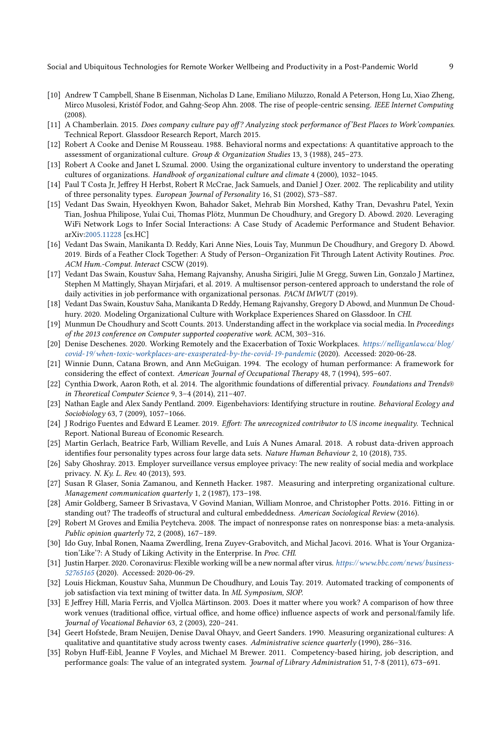- [10] Andrew T Campbell, Shane B Eisenman, Nicholas D Lane, Emiliano Miluzzo, Ronald A Peterson, Hong Lu, Xiao Zheng, Mirco Musolesi, Kristóf Fodor, and Gahng-Seop Ahn. 2008. The rise of people-centric sensing. *IEEE Internet Computing* (2008).
- [11] A Chamberlain. 2015. *Does company culture pay off? Analyzing stock performance of 'Best Places to Work'companies.* Technical Report. Glassdoor Research Report, March 2015.
- [12] Robert A Cooke and Denise M Rousseau. 1988. Behavioral norms and expectations: A quantitative approach to the assessment of organizational culture. *Group & Organization Studies* 13, 3 (1988), 245–273.
- [13] Robert A Cooke and Janet L Szumal. 2000. Using the organizational culture inventory to understand the operating cultures of organizations. *Handbook of organizational culture and climate* 4 (2000), 1032–1045.
- [14] Paul T Costa Jr, Jeffrey H Herbst, Robert R McCrae, Jack Samuels, and Daniel J Ozer. 2002. The replicability and utility of three personality types. *European Journal of Personality* 16, S1 (2002), S73–S87.
- [15] Vedant Das Swain, Hyeokhyen Kwon, Bahador Saket, Mehrab Bin Morshed, Kathy Tran, Devashru Patel, Yexin Tian, Joshua Philipose, Yulai Cui, Thomas Plötz, Munmun De Choudhury, and Gregory D. Abowd. 2020. Leveraging WiFi Network Logs to Infer Social Interactions: A Case Study of Academic Performance and Student Behavior. arXiv:2005.11228 [cs.HC]
- [16] Vedant Das Swain, Manikanta D. Reddy, Kari Anne Nies, Louis Tay, Munmun De Choudhury, and Gregory D. Abowd. 2019. Birds of a Feather Clock Together: A Study of Person–Organization Fit Through Latent Activity Routines. *Proc. ACM Hum.-Comput. Interact* CSCW (2019).
- [17] Vedant Das Swain, Koustuv Saha, Hemang Rajvanshy, Anusha Sirigiri, Julie M Gregg, Suwen Lin, Gonzalo J Martinez, Stephen M Mattingly, Shayan Mirjafari, et al. 2019. A multisensor person-centered approach to understand the role of daily activities in job performance with organizational personas. *PACM IMWUT* (2019).
- [18] Vedant Das Swain, Koustuv Saha, Manikanta D Reddy, Hemang Rajvanshy, Gregory D Abowd, and Munmun De Choudhury. 2020. Modeling Organizational Culture with Workplace Experiences Shared on Glassdoor. In *CHI*.
- [19] Munmun De Choudhury and Scott Counts. 2013. Understanding affect in the workplace via social media. In *Proceedings of the 2013 conference on Computer supported cooperative work*. ACM, 303–316.
- [20] Denise Deschenes. 2020. Working Remotely and the Exacerbation of Toxic Workplaces. *https://nelliganlaw.ca/blog/covid-19/when-toxic-workplaces-are-exasperated-by-the-covid-19-pandemic* (2020). Accessed: 2020-06-28.
- [21] Winnie Dunn, Catana Brown, and Ann McGuigan. 1994. The ecology of human performance: A framework for considering the effect of context. *American Journal of Occupational Therapy* 48, 7 (1994), 595–607.
- [22] Cynthia Dwork, Aaron Roth, et al. 2014. The algorithmic foundations of differential privacy. *Foundations and Trends® in Theoretical Computer Science* 9, 3–4 (2014), 211–407.
- [23] Nathan Eagle and Alex Sandy Pentland. 2009. Eigenbehaviors: Identifying structure in routine. *Behavioral Ecology and Sociobiology* 63, 7 (2009), 1057–1066.
- [24] J Rodrigo Fuentes and Edward E Leamer. 2019. *Effort: The unrecognized contributor to US income inequality.* Technical Report. National Bureau of Economic Research.
- [25] Martin Gerlach, Beatrice Farb, William Revelle, and Luís A Nunes Amaral. 2018. A robust data-driven approach identifies four personality types across four large data sets. *Nature Human Behaviour* 2, 10 (2018), 735.
- [26] Saby Ghoshray. 2013. Employer surveillance versus employee privacy: The new reality of social media and workplace privacy. *N. Ky. L. Rev.* 40 (2013), 593.
- [27] Susan R Glaser, Sonia Zamanou, and Kenneth Hacker. 1987. Measuring and interpreting organizational culture. *Management communication quarterly* 1, 2 (1987), 173–198.
- [28] Amir Goldberg, Sameer B Srivastava, V Govind Manian, William Monroe, and Christopher Potts. 2016. Fitting in or standing out? The tradeoffs of structural and cultural embeddedness. *American Sociological Review* (2016).
- [29] Robert M Groves and Emilia Peytcheva. 2008. The impact of nonresponse rates on nonresponse bias: a meta-analysis. *Public opinion quarterly* 72, 2 (2008), 167–189.
- [30] Ido Guy, Inbal Ronen, Naama Zwerdling, Irena Zuyev-Grabovitch, and Michal Jacovi. 2016. What is Your Organization'Like'?: A Study of Liking Activity in the Enterprise. In *Proc. CHI*.
- [31] Justin Harper. 2020. Coronavirus: Flexible working will be a new normal after virus. *https://www.bbc.com/news/business-52765165* (2020). Accessed: 2020-06-29.
- [32] Louis Hickman, Koustuv Saha, Munmun De Choudhury, and Louis Tay. 2019. Automated tracking of components of job satisfaction via text mining of twitter data. In *ML Symposium, SIOP*.
- [33] E Jeffrey Hill, Maria Ferris, and Vjollca Märtinson. 2003. Does it matter where you work? A comparison of how three work venues (traditional office, virtual office, and home office) influence aspects of work and personal/family life. *Journal of Vocational Behavior* 63, 2 (2003), 220–241.
- [34] Geert Hofstede, Bram Neuijen, Denise Daval Ohayv, and Geert Sanders. 1990. Measuring organizational cultures: A qualitative and quantitative study across twenty cases. *Administrative science quarterly* (1990), 286–316.
- [35] Robyn Huff-Eibl, Jeanne F Voyles, and Michael M Brewer. 2011. Competency-based hiring, job description, and performance goals: The value of an integrated system. *Journal of Library Administration* 51, 7-8 (2011), 673–691.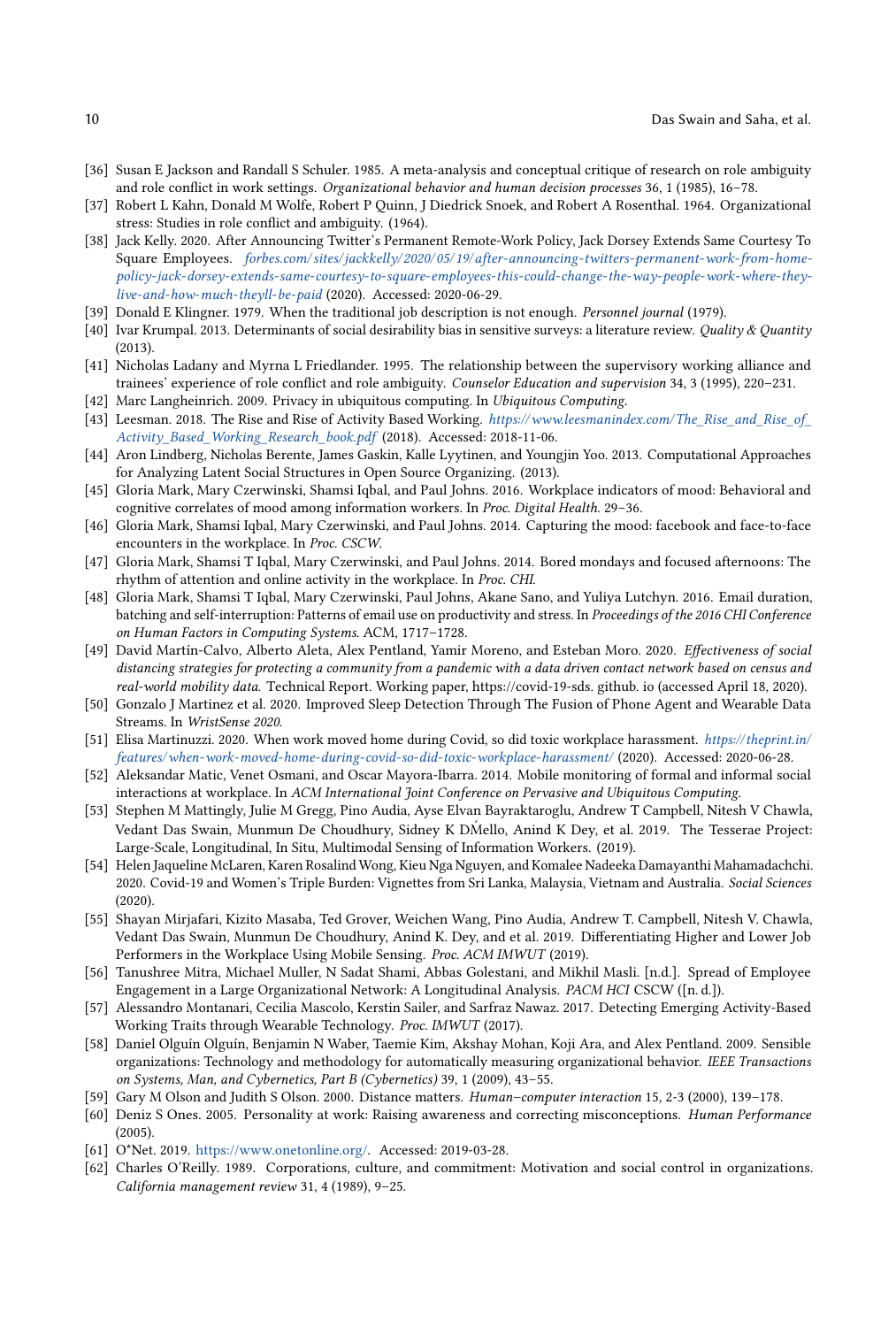[36] Susan E Jackson and Randall S Schuler. 1985. A meta-analysis and conceptual critique of research on role ambiguity and role conflict in work settings. *Organizational behavior and human decision processes* 36, 1 (1985), 16–78.

[37] Robert L Kahn, Donald M Wolfe, Robert P Quinn, J Diedrick Snoek, and Robert A Rosenthal. 1964. Organizational stress: Studies in role conflict and ambiguity. (1964).

[38] Jack Kelly. 2020. After Announcing Twitter's Permanent Remote-Work Policy, Jack Dorsey Extends Same Courtesy To Square Employees. *forbes.com/sites/jackkelly/2020/05/19/after-announcing-twitters-permanent-work-from-home-policy-jack-dorsey-extends-same-courtesy-to-square-employees-this-could-change-the-way-people-work-where-they-live-and-how-much-theyll-be-paid* (2020). Accessed: 2020-06-29.

[39] Donald E Klingner. 1979. When the traditional job description is not enough. *Personnel journal* (1979).

[40] Ivar Krumpal. 2013. Determinants of social desirability bias in sensitive surveys: a literature review. *Quality & Quantity* (2013).

[41] Nicholas Ladany and Myrna L Friedlander. 1995. The relationship between the supervisory working alliance and trainees' experience of role conflict and role ambiguity. *Counselor Education and supervision* 34, 3 (1995), 220–231.

[42] Marc Langheinrich. 2009. Privacy in ubiquitous computing. In *Ubiquitous Computing*.

[43] Leesman. 2018. The Rise and Rise of Activity Based Working. *https://www.leesmanindex.com/The_Rise_and_Rise_of_Activity_Based_Working_Research_book.pdf* (2018). Accessed: 2018-11-06.

[44] Aron Lindberg, Nicholas Berente, James Gaskin, Kalle Lyytinen, and Youngjin Yoo. 2013. Computational Approaches for Analyzing Latent Social Structures in Open Source Organizing. (2013).

[45] Gloria Mark, Mary Czerwinski, Shamsi Iqbal, and Paul Johns. 2016. Workplace indicators of mood: Behavioral and cognitive correlates of mood among information workers. In *Proc. Digital Health*. 29–36.

[46] Gloria Mark, Shamsi Iqbal, Mary Czerwinski, and Paul Johns. 2014. Capturing the mood: facebook and face-to-face encounters in the workplace. In *Proc. CSCW*.

[47] Gloria Mark, Shamsi T Iqbal, Mary Czerwinski, and Paul Johns. 2014. Bored mondays and focused afternoons: The rhythm of attention and online activity in the workplace. In *Proc. CHI*.

[48] Gloria Mark, Shamsi T Iqbal, Mary Czerwinski, Paul Johns, Akane Sano, and Yuliya Lutchyn. 2016. Email duration, batching and self-interruption: Patterns of email use on productivity and stress. In *Proceedings of the 2016 CHI Conference on Human Factors in Computing Systems*. ACM, 1717–1728.

[49] David Martín-Calvo, Alberto Aleta, Alex Pentland, Yamir Moreno, and Esteban Moro. 2020. *Effectiveness of social distancing strategies for protecting a community from a pandemic with a data driven contact network based on census and real-world mobility data*. Technical Report. Working paper, https://covid-19-sds. github. io (accessed April 18, 2020).

[50] Gonzalo J Martinez et al. 2020. Improved Sleep Detection Through The Fusion of Phone Agent and Wearable Data Streams. In *WristSense 2020*.

[51] Elisa Martinuzzi. 2020. When work moved home during Covid, so did toxic workplace harassment. *https://theprint.in/features/when-work-moved-home-during-covid-so-did-toxic-workplace-harassment/* (2020). Accessed: 2020-06-28.

[52] Aleksandar Matic, Venet Osmani, and Oscar Mayora-Ibarra. 2014. Mobile monitoring of formal and informal social interactions at workplace. In *ACM International Joint Conference on Pervasive and Ubiquitous Computing*.

[53] Stephen M Mattingly, Julie M Gregg, Pino Audia, Ayse Elvan Bayraktaroglu, Andrew T Campbell, Nitesh V Chawla, Vedant Das Swain, Munmun De Choudhury, Sidney K DḾello, Anind K Dey, et al. 2019. The Tesserae Project: Large-Scale, Longitudinal, In Situ, Multimodal Sensing of Information Workers. (2019).

[54] Helen Jaqueline McLaren, Karen Rosalind Wong, Kieu Nga Nguyen, and Komalee Nadeeka Damayanthi Mahamadachchi. 2020. Covid-19 and Women's Triple Burden: Vignettes from Sri Lanka, Malaysia, Vietnam and Australia. *Social Sciences* (2020).

[55] Shayan Mirjafari, Kizito Masaba, Ted Grover, Weichen Wang, Pino Audia, Andrew T. Campbell, Nitesh V. Chawla, Vedant Das Swain, Munmun De Choudhury, Anind K. Dey, and et al. 2019. Differentiating Higher and Lower Job Performers in the Workplace Using Mobile Sensing. *Proc. ACM IMWUT* (2019).

[56] Tanushree Mitra, Michael Muller, N Sadat Shami, Abbas Golestani, and Mikhil Masli. [n.d.]. Spread of Employee Engagement in a Large Organizational Network: A Longitudinal Analysis. *PACM HCI* CSCW ([n. d.]).

[57] Alessandro Montanari, Cecilia Mascolo, Kerstin Sailer, and Sarfraz Nawaz. 2017. Detecting Emerging Activity-Based Working Traits through Wearable Technology. *Proc. IMWUT* (2017).

[58] Daniel Olguín Olguín, Benjamin N Waber, Taemie Kim, Akshay Mohan, Koji Ara, and Alex Pentland. 2009. Sensible organizations: Technology and methodology for automatically measuring organizational behavior. *IEEE Transactions on Systems, Man, and Cybernetics, Part B (Cybernetics)* 39, 1 (2009), 43–55.

[59] Gary M Olson and Judith S Olson. 2000. Distance matters. *Human–computer interaction* 15, 2-3 (2000), 139–178.

[60] Deniz S Ones. 2005. Personality at work: Raising awareness and correcting misconceptions. *Human Performance* (2005).

[61] O*Net. 2019. https://www.onetonline.org/. Accessed: 2019-03-28.

[62] Charles O'Reilly. 1989. Corporations, culture, and commitment: Motivation and social control in organizations. *California management review* 31, 4 (1989), 9–25.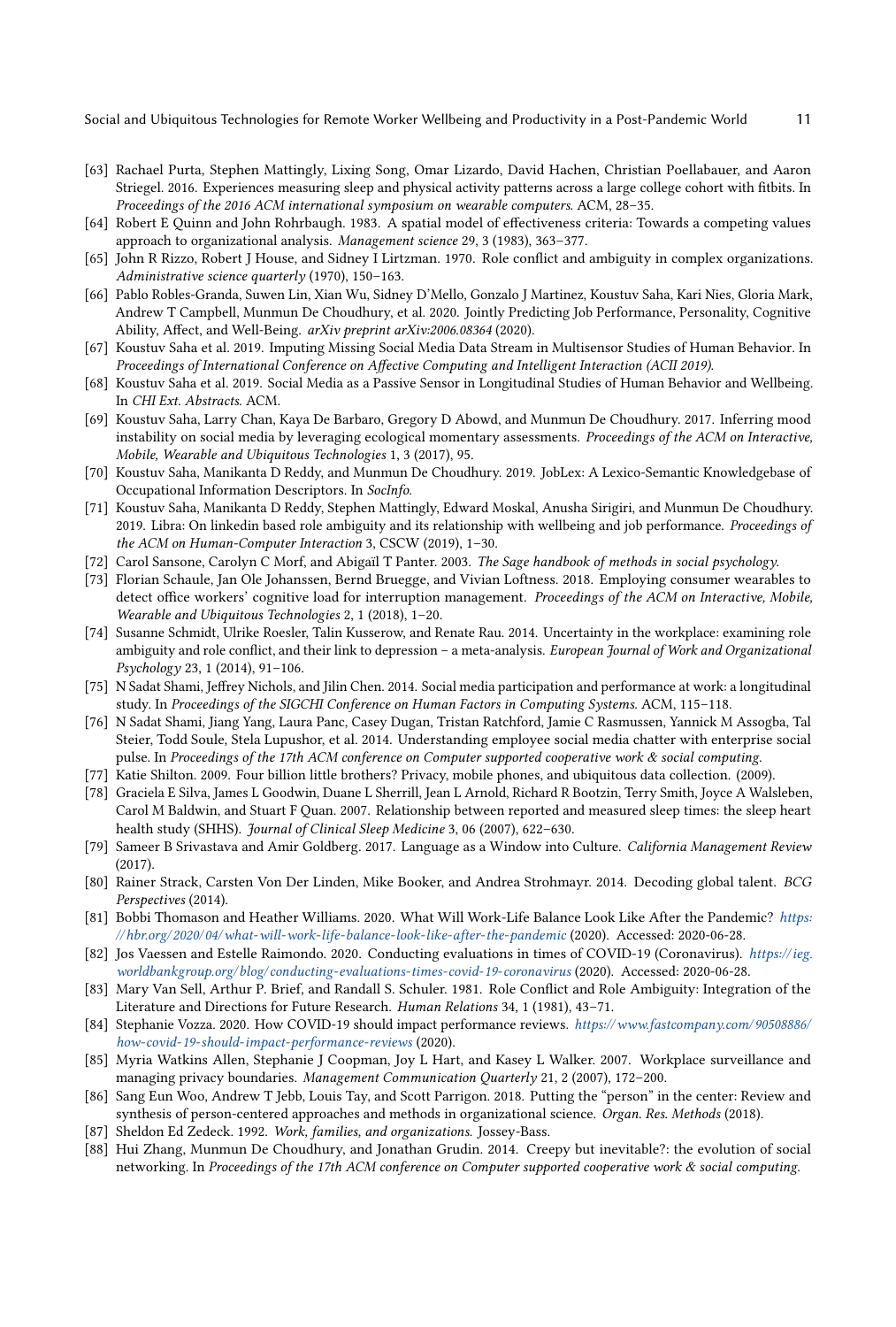[63] Rachael Purta, Stephen Mattingly, Lixing Song, Omar Lizardo, David Hachen, Christian Poellabauer, and Aaron Striegel. 2016. Experiences measuring sleep and physical activity patterns across a large college cohort with fitbits. In *Proceedings of the 2016 ACM international symposium on wearable computers*. ACM, 28–35.

[64] Robert E Quinn and John Rohrbaugh. 1983. A spatial model of effectiveness criteria: Towards a competing values approach to organizational analysis. *Management science* 29, 3 (1983), 363–377.

[65] John R Rizzo, Robert J House, and Sidney I Lirtzman. 1970. Role conflict and ambiguity in complex organizations. *Administrative science quarterly* (1970), 150–163.

[66] Pablo Robles-Granda, Suwen Lin, Xian Wu, Sidney D'Mello, Gonzalo J Martinez, Koustuv Saha, Kari Nies, Gloria Mark, Andrew T Campbell, Munmun De Choudhury, et al. 2020. Jointly Predicting Job Performance, Personality, Cognitive Ability, Affect, and Well-Being. *arXiv preprint arXiv:2006.08364* (2020).

[67] Koustuv Saha et al. 2019. Imputing Missing Social Media Data Stream in Multisensor Studies of Human Behavior. In *Proceedings of International Conference on Affective Computing and Intelligent Interaction (ACII 2019)*.

[68] Koustuv Saha et al. 2019. Social Media as a Passive Sensor in Longitudinal Studies of Human Behavior and Wellbeing. In *CHI Ext. Abstracts*. ACM.

[69] Koustuv Saha, Larry Chan, Kaya De Barbaro, Gregory D Abowd, and Munmun De Choudhury. 2017. Inferring mood instability on social media by leveraging ecological momentary assessments. *Proceedings of the ACM on Interactive, Mobile, Wearable and Ubiquitous Technologies* 1, 3 (2017), 95.

[70] Koustuv Saha, Manikanta D Reddy, and Munmun De Choudhury. 2019. JobLex: A Lexico-Semantic Knowledgebase of Occupational Information Descriptors. In *SocInfo*.

[71] Koustuv Saha, Manikanta D Reddy, Stephen Mattingly, Edward Moskal, Anusha Sirigiri, and Munmun De Choudhury. 2019. Libra: On linkedin based role ambiguity and its relationship with wellbeing and job performance. *Proceedings of the ACM on Human-Computer Interaction* 3, CSCW (2019), 1–30.

[72] Carol Sansone, Carolyn C Morf, and Abigaïl T Panter. 2003. *The Sage handbook of methods in social psychology*.

[73] Florian Schaule, Jan Ole Johanssen, Bernd Bruegge, and Vivian Loftness. 2018. Employing consumer wearables to detect office workers' cognitive load for interruption management. *Proceedings of the ACM on Interactive, Mobile, Wearable and Ubiquitous Technologies* 2, 1 (2018), 1–20.

[74] Susanne Schmidt, Ulrike Roesler, Talin Kusserow, and Renate Rau. 2014. Uncertainty in the workplace: examining role ambiguity and role conflict, and their link to depression – a meta-analysis. *European Journal of Work and Organizational Psychology* 23, 1 (2014), 91–106.

[75] N Sadat Shami, Jeffrey Nichols, and Jilin Chen. 2014. Social media participation and performance at work: a longitudinal study. In *Proceedings of the SIGCHI Conference on Human Factors in Computing Systems*. ACM, 115–118.

[76] N Sadat Shami, Jiang Yang, Laura Panc, Casey Dugan, Tristan Ratchford, Jamie C Rasmussen, Yannick M Assogba, Tal Steier, Todd Soule, Stela Lupushor, et al. 2014. Understanding employee social media chatter with enterprise social pulse. In *Proceedings of the 17th ACM conference on Computer supported cooperative work & social computing*.

[77] Katie Shilton. 2009. Four billion little brothers? Privacy, mobile phones, and ubiquitous data collection. (2009).

[78] Graciela E Silva, James L Goodwin, Duane L Sherrill, Jean L Arnold, Richard R Bootzin, Terry Smith, Joyce A Walsleben, Carol M Baldwin, and Stuart F Quan. 2007. Relationship between reported and measured sleep times: the sleep heart health study (SHHS). *Journal of Clinical Sleep Medicine* 3, 06 (2007), 622–630.

[79] Sameer B Srivastava and Amir Goldberg. 2017. Language as a Window into Culture. *California Management Review* (2017).

[80] Rainer Strack, Carsten Von Der Linden, Mike Booker, and Andrea Strohmayr. 2014. Decoding global talent. *BCG Perspectives* (2014).

[81] Bobbi Thomason and Heather Williams. 2020. What Will Work-Life Balance Look Like After the Pandemic? *https://hbr.org/2020/04/what-will-work-life-balance-look-like-after-the-pandemic* (2020). Accessed: 2020-06-28.

[82] Jos Vaessen and Estelle Raimondo. 2020. Conducting evaluations in times of COVID-19 (Coronavirus). *https://ieg.worldbankgroup.org/blog/conducting-evaluations-times-covid-19-coronavirus* (2020). Accessed: 2020-06-28.

[83] Mary Van Sell, Arthur P. Brief, and Randall S. Schuler. 1981. Role Conflict and Role Ambiguity: Integration of the Literature and Directions for Future Research. *Human Relations* 34, 1 (1981), 43–71.

[84] Stephanie Vozza. 2020. How COVID-19 should impact performance reviews. *https://www.fastcompany.com/90508886/how-covid-19-should-impact-performance-reviews* (2020).

[85] Myria Watkins Allen, Stephanie J Coopman, Joy L Hart, and Kasey L Walker. 2007. Workplace surveillance and managing privacy boundaries. *Management Communication Quarterly* 21, 2 (2007), 172–200.

[86] Sang Eun Woo, Andrew T Jebb, Louis Tay, and Scott Parrigon. 2018. Putting the "person" in the center: Review and synthesis of person-centered approaches and methods in organizational science. *Organ. Res. Methods* (2018).

[87] Sheldon Ed Zedeck. 1992. *Work, families, and organizations.* Jossey-Bass.

[88] Hui Zhang, Munmun De Choudhury, and Jonathan Grudin. 2014. Creepy but inevitable?: the evolution of social networking. In *Proceedings of the 17th ACM conference on Computer supported cooperative work & social computing*.